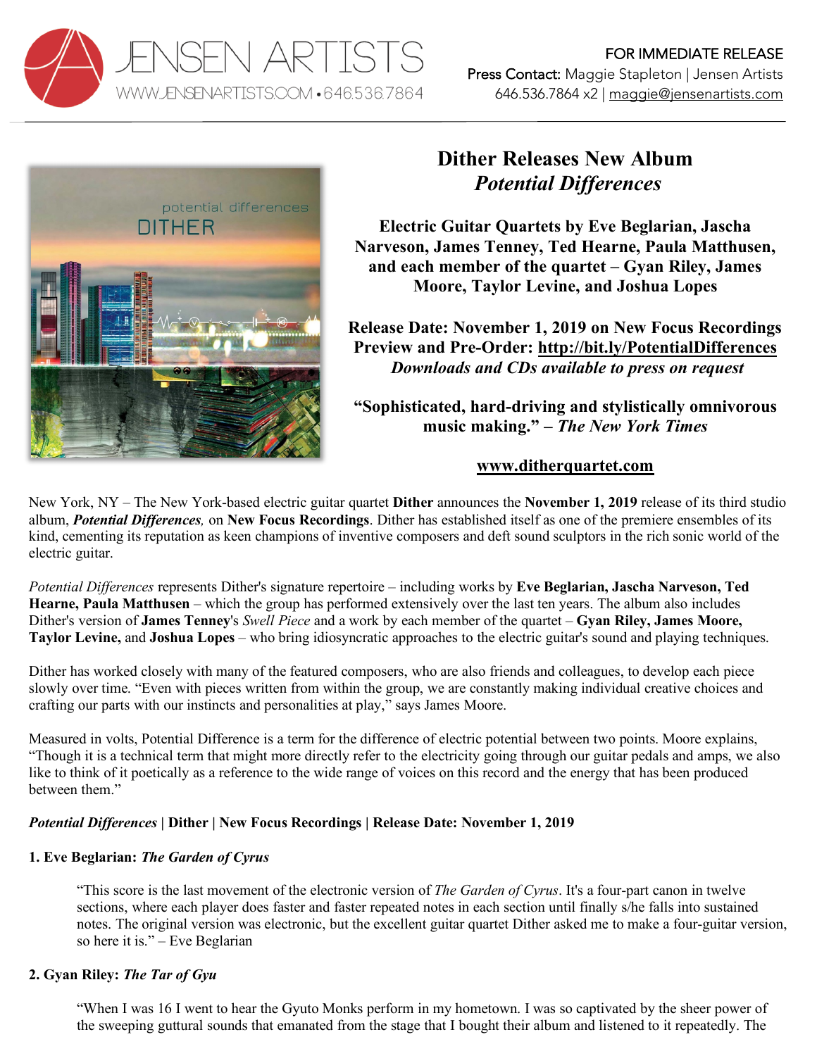JENSEN ARTISTS
WWW.JENSENARTISTS.COM • 646.536.7864

FOR IMMEDIATE RELEASE
Press Contact: Maggie Stapleton | Jensen Artists
646.536.7864 x2 | maggie@jensenartists.com

# Dither Releases New Album *Potential Differences*

**Electric Guitar Quartets by Eve Beglarian, Jascha Narveson, James Tenney, Ted Hearne, Paula Matthusen, and each member of the quartet – Gyan Riley, James Moore, Taylor Levine, and Joshua Lopes**

**Release Date: November 1, 2019 on New Focus Recordings**
**Preview and Pre-Order: http://bit.ly/PotentialDifferences**
***Downloads and CDs available to press on request***

**"Sophisticated, hard-driving and stylistically omnivorous music making." – *The New York Times***

**www.ditherquartet.com**

New York, NY – The New York-based electric guitar quartet **Dither** announces the **November 1, 2019** release of its third studio album, ***Potential Differences,*** on **New Focus Recordings**. Dither has established itself as one of the premiere ensembles of its kind, cementing its reputation as keen champions of inventive composers and deft sound sculptors in the rich sonic world of the electric guitar.

*Potential Differences* represents Dither's signature repertoire – including works by **Eve Beglarian, Jascha Narveson, Ted Hearne, Paula Matthusen** – which the group has performed extensively over the last ten years. The album also includes Dither's version of **James Tenney**'s *Swell Piece* and a work by each member of the quartet – **Gyan Riley, James Moore, Taylor Levine,** and **Joshua Lopes** – who bring idiosyncratic approaches to the electric guitar's sound and playing techniques.

Dither has worked closely with many of the featured composers, who are also friends and colleagues, to develop each piece slowly over time. "Even with pieces written from within the group, we are constantly making individual creative choices and crafting our parts with our instincts and personalities at play," says James Moore.

Measured in volts, Potential Difference is a term for the difference of electric potential between two points. Moore explains, "Though it is a technical term that might more directly refer to the electricity going through our guitar pedals and amps, we also like to think of it poetically as a reference to the wide range of voices on this record and the energy that has been produced between them."

***Potential Differences* | Dither | New Focus Recordings | Release Date: November 1, 2019**

**1. Eve Beglarian: *The Garden of Cyrus***

> "This score is the last movement of the electronic version of *The Garden of Cyrus*. It's a four-part canon in twelve sections, where each player does faster and faster repeated notes in each section until finally s/he falls into sustained notes. The original version was electronic, but the excellent guitar quartet Dither asked me to make a four-guitar version, so here it is." – Eve Beglarian

**2. Gyan Riley: *The Tar of Gyu***

> "When I was 16 I went to hear the Gyuto Monks perform in my hometown. I was so captivated by the sheer power of the sweeping guttural sounds that emanated from the stage that I bought their album and listened to it repeatedly. The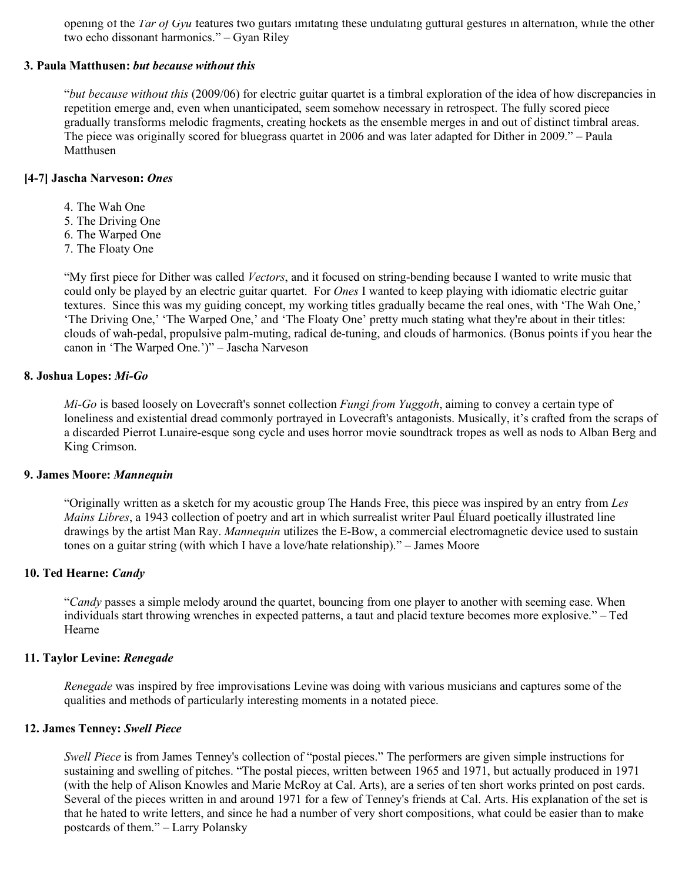opening of the *Tar of Gyu* features two guitars imitating these undulating guttural gestures in alternation, while the other two echo dissonant harmonics." – Gyan Riley

### 3. Paula Matthusen: *but because without this*

> "*but because without this* (2009/06) for electric guitar quartet is a timbral exploration of the idea of how discrepancies in repetition emerge and, even when unanticipated, seem somehow necessary in retrospect. The fully scored piece gradually transforms melodic fragments, creating hockets as the ensemble merges in and out of distinct timbral areas. The piece was originally scored for bluegrass quartet in 2006 and was later adapted for Dither in 2009." – Paula Matthusen

### [4-7] Jascha Narveson: *Ones*

4. The Wah One
5. The Driving One
6. The Warped One
7. The Floaty One

> "My first piece for Dither was called *Vectors*, and it focused on string-bending because I wanted to write music that could only be played by an electric guitar quartet. For *Ones* I wanted to keep playing with idiomatic electric guitar textures. Since this was my guiding concept, my working titles gradually became the real ones, with 'The Wah One,' 'The Driving One,' 'The Warped One,' and 'The Floaty One' pretty much stating what they're about in their titles: clouds of wah-pedal, propulsive palm-muting, radical de-tuning, and clouds of harmonics. (Bonus points if you hear the canon in 'The Warped One.')" – Jascha Narveson

### 8. Joshua Lopes: *Mi-Go*

> *Mi-Go* is based loosely on Lovecraft's sonnet collection *Fungi from Yuggoth*, aiming to convey a certain type of loneliness and existential dread commonly portrayed in Lovecraft's antagonists. Musically, it's crafted from the scraps of a discarded Pierrot Lunaire-esque song cycle and uses horror movie soundtrack tropes as well as nods to Alban Berg and King Crimson.

### 9. James Moore: *Mannequin*

> "Originally written as a sketch for my acoustic group The Hands Free, this piece was inspired by an entry from *Les Mains Libres*, a 1943 collection of poetry and art in which surrealist writer Paul Éluard poetically illustrated line drawings by the artist Man Ray. *Mannequin* utilizes the E-Bow, a commercial electromagnetic device used to sustain tones on a guitar string (with which I have a love/hate relationship)." – James Moore

### 10. Ted Hearne: *Candy*

> "*Candy* passes a simple melody around the quartet, bouncing from one player to another with seeming ease. When individuals start throwing wrenches in expected patterns, a taut and placid texture becomes more explosive." – Ted Hearne

### 11. Taylor Levine: *Renegade*

> *Renegade* was inspired by free improvisations Levine was doing with various musicians and captures some of the qualities and methods of particularly interesting moments in a notated piece.

### 12. James Tenney: *Swell Piece*

> *Swell Piece* is from James Tenney's collection of "postal pieces." The performers are given simple instructions for sustaining and swelling of pitches. "The postal pieces, written between 1965 and 1971, but actually produced in 1971 (with the help of Alison Knowles and Marie McRoy at Cal. Arts), are a series of ten short works printed on post cards. Several of the pieces written in and around 1971 for a few of Tenney's friends at Cal. Arts. His explanation of the set is that he hated to write letters, and since he had a number of very short compositions, what could be easier than to make postcards of them." – Larry Polansky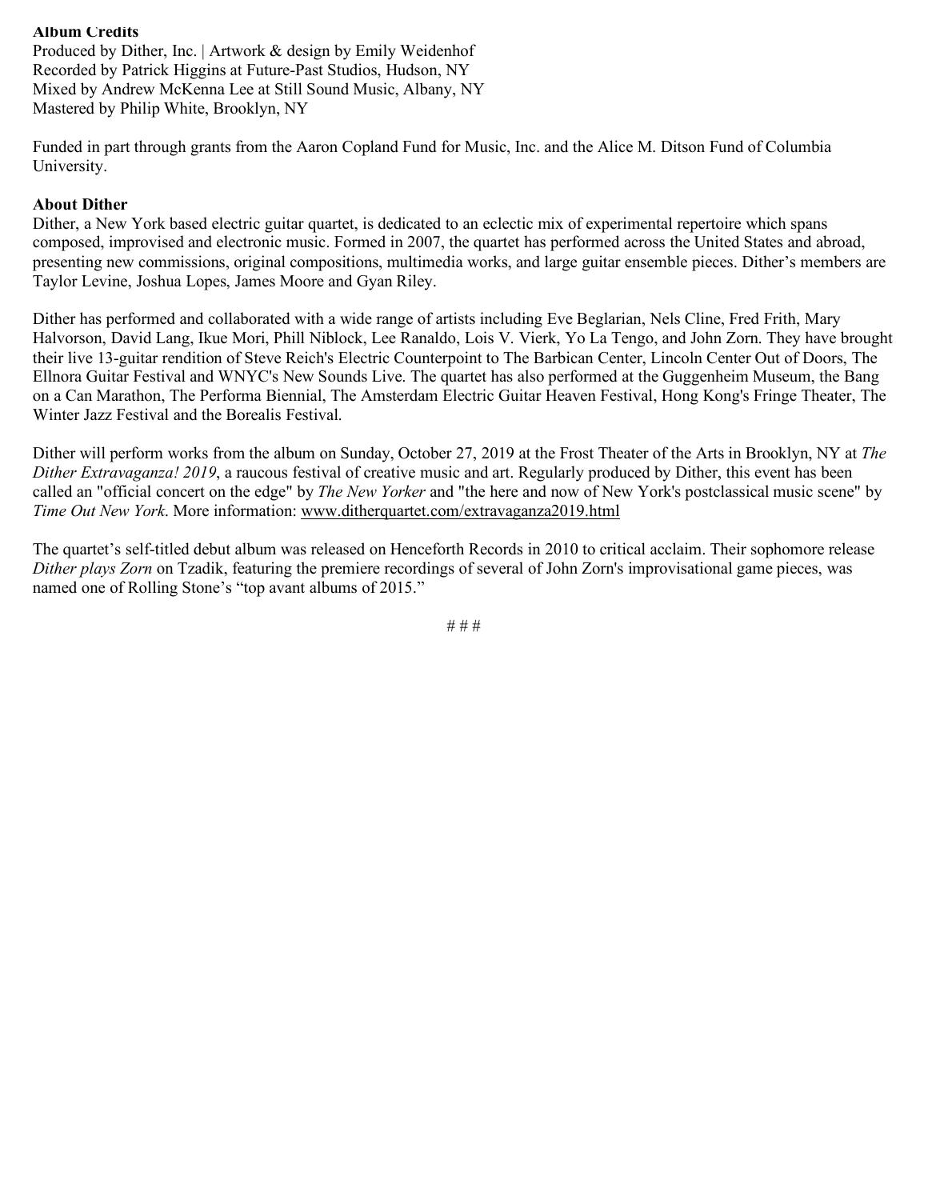**Album Credits**
Produced by Dither, Inc. | Artwork & design by Emily Weidenhof
Recorded by Patrick Higgins at Future-Past Studios, Hudson, NY
Mixed by Andrew McKenna Lee at Still Sound Music, Albany, NY
Mastered by Philip White, Brooklyn, NY

Funded in part through grants from the Aaron Copland Fund for Music, Inc. and the Alice M. Ditson Fund of Columbia University.

**About Dither**
Dither, a New York based electric guitar quartet, is dedicated to an eclectic mix of experimental repertoire which spans composed, improvised and electronic music. Formed in 2007, the quartet has performed across the United States and abroad, presenting new commissions, original compositions, multimedia works, and large guitar ensemble pieces. Dither's members are Taylor Levine, Joshua Lopes, James Moore and Gyan Riley.

Dither has performed and collaborated with a wide range of artists including Eve Beglarian, Nels Cline, Fred Frith, Mary Halvorson, David Lang, Ikue Mori, Phill Niblock, Lee Ranaldo, Lois V. Vierk, Yo La Tengo, and John Zorn. They have brought their live 13-guitar rendition of Steve Reich's Electric Counterpoint to The Barbican Center, Lincoln Center Out of Doors, The Ellnora Guitar Festival and WNYC's New Sounds Live. The quartet has also performed at the Guggenheim Museum, the Bang on a Can Marathon, The Performa Biennial, The Amsterdam Electric Guitar Heaven Festival, Hong Kong's Fringe Theater, The Winter Jazz Festival and the Borealis Festival.

Dither will perform works from the album on Sunday, October 27, 2019 at the Frost Theater of the Arts in Brooklyn, NY at *The Dither Extravaganza! 2019*, a raucous festival of creative music and art. Regularly produced by Dither, this event has been called an "official concert on the edge" by *The New Yorker* and "the here and now of New York's postclassical music scene" by *Time Out New York*. More information: www.ditherquartet.com/extravaganza2019.html

The quartet's self-titled debut album was released on Henceforth Records in 2010 to critical acclaim. Their sophomore release *Dither plays Zorn* on Tzadik, featuring the premiere recordings of several of John Zorn's improvisational game pieces, was named one of Rolling Stone's "top avant albums of 2015."

# # #